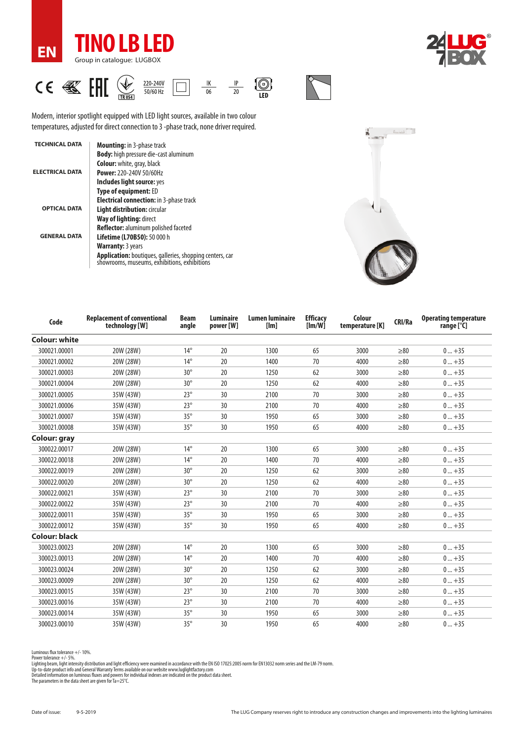EN

# TINO LB LED

Group in catalogue: LUGBOX

220-240V 50/60 Hz | IK 06 | IP 20 | LED

Modern, interior spotlight equipped with LED light sources, available in two colour temperatures, adjusted for direct connection to 3 -phase track, none driver required.

| | |
|---|---|
| **TECHNICAL DATA** | **Mounting:** in 3-phase track<br>**Body:** high pressure die-cast aluminum<br>**Colour:** white, gray, black |
| **ELECTRICAL DATA** | **Power:** 220-240V 50/60Hz<br>**Includes light source:** yes<br>**Type of equipment:** ED<br>**Electrical connection:** in 3-phase track |
| **OPTICAL DATA** | **Light distribution:** circular<br>**Way of lighting:** direct<br>**Reflector:** aluminum polished faceted |
| **GENERAL DATA** | **Lifetime (L70B50):** 50 000 h<br>**Warranty:** 3 years<br>**Application:** boutiques, galleries, shopping centers, car showrooms, museums, exhibitions, exhibitions |

| Code | Replacement of conventional technology [W] | Beam angle | Luminaire power [W] | Lumen luminaire [lm] | Efficacy [lm/W] | Colour temperature [K] | CRI/Ra | Operating temperature range [°C] |
|---|---|---|---|---|---|---|---|---|
| **Colour: white** | | | | | | | | |
| 300021.00001 | 20W (28W) | 14° | 20 | 1300 | 65 | 3000 | ≥80 | 0 ... +35 |
| 300021.00002 | 20W (28W) | 14° | 20 | 1400 | 70 | 4000 | ≥80 | 0 ... +35 |
| 300021.00003 | 20W (28W) | 30° | 20 | 1250 | 62 | 3000 | ≥80 | 0 ... +35 |
| 300021.00004 | 20W (28W) | 30° | 20 | 1250 | 62 | 4000 | ≥80 | 0 ... +35 |
| 300021.00005 | 35W (43W) | 23° | 30 | 2100 | 70 | 3000 | ≥80 | 0 ... +35 |
| 300021.00006 | 35W (43W) | 23° | 30 | 2100 | 70 | 4000 | ≥80 | 0 ... +35 |
| 300021.00007 | 35W (43W) | 35° | 30 | 1950 | 65 | 3000 | ≥80 | 0 ... +35 |
| 300021.00008 | 35W (43W) | 35° | 30 | 1950 | 65 | 4000 | ≥80 | 0 ... +35 |
| **Colour: gray** | | | | | | | | |
| 300022.00017 | 20W (28W) | 14° | 20 | 1300 | 65 | 3000 | ≥80 | 0 ... +35 |
| 300022.00018 | 20W (28W) | 14° | 20 | 1400 | 70 | 4000 | ≥80 | 0 ... +35 |
| 300022.00019 | 20W (28W) | 30° | 20 | 1250 | 62 | 3000 | ≥80 | 0 ... +35 |
| 300022.00020 | 20W (28W) | 30° | 20 | 1250 | 62 | 4000 | ≥80 | 0 ... +35 |
| 300022.00021 | 35W (43W) | 23° | 30 | 2100 | 70 | 3000 | ≥80 | 0 ... +35 |
| 300022.00022 | 35W (43W) | 23° | 30 | 2100 | 70 | 4000 | ≥80 | 0 ... +35 |
| 300022.00011 | 35W (43W) | 35° | 30 | 1950 | 65 | 3000 | ≥80 | 0 ... +35 |
| 300022.00012 | 35W (43W) | 35° | 30 | 1950 | 65 | 4000 | ≥80 | 0 ... +35 |
| **Colour: black** | | | | | | | | |
| 300023.00023 | 20W (28W) | 14° | 20 | 1300 | 65 | 3000 | ≥80 | 0 ... +35 |
| 300023.00013 | 20W (28W) | 14° | 20 | 1400 | 70 | 4000 | ≥80 | 0 ... +35 |
| 300023.00024 | 20W (28W) | 30° | 20 | 1250 | 62 | 3000 | ≥80 | 0 ... +35 |
| 300023.00009 | 20W (28W) | 30° | 20 | 1250 | 62 | 4000 | ≥80 | 0 ... +35 |
| 300023.00015 | 35W (43W) | 23° | 30 | 2100 | 70 | 3000 | ≥80 | 0 ... +35 |
| 300023.00016 | 35W (43W) | 23° | 30 | 2100 | 70 | 4000 | ≥80 | 0 ... +35 |
| 300023.00014 | 35W (43W) | 35° | 30 | 1950 | 65 | 3000 | ≥80 | 0 ... +35 |
| 300023.00010 | 35W (43W) | 35° | 30 | 1950 | 65 | 4000 | ≥80 | 0 ... +35 |

Luminous flux tolerance +/- 10%.
Power tolerance +/- 5%.
Lighting beam, light intensity distribution and light efficiency were examined in accordance with the EN ISO 17025:2005 norm for EN13032 norm series and the LM-79 norm.
Up-to-date product info and General Warranty Terms available on our website www.luglightfactory.com
Detailed information on luminous fluxes and powers for individual indexes are indicated on the product data sheet.
The parameters in the data sheet are given for Ta=25°C.

Date of issue: 9-5-2019

The LUG Company reserves right to introduce any construction changes and improvements into the lighting luminaires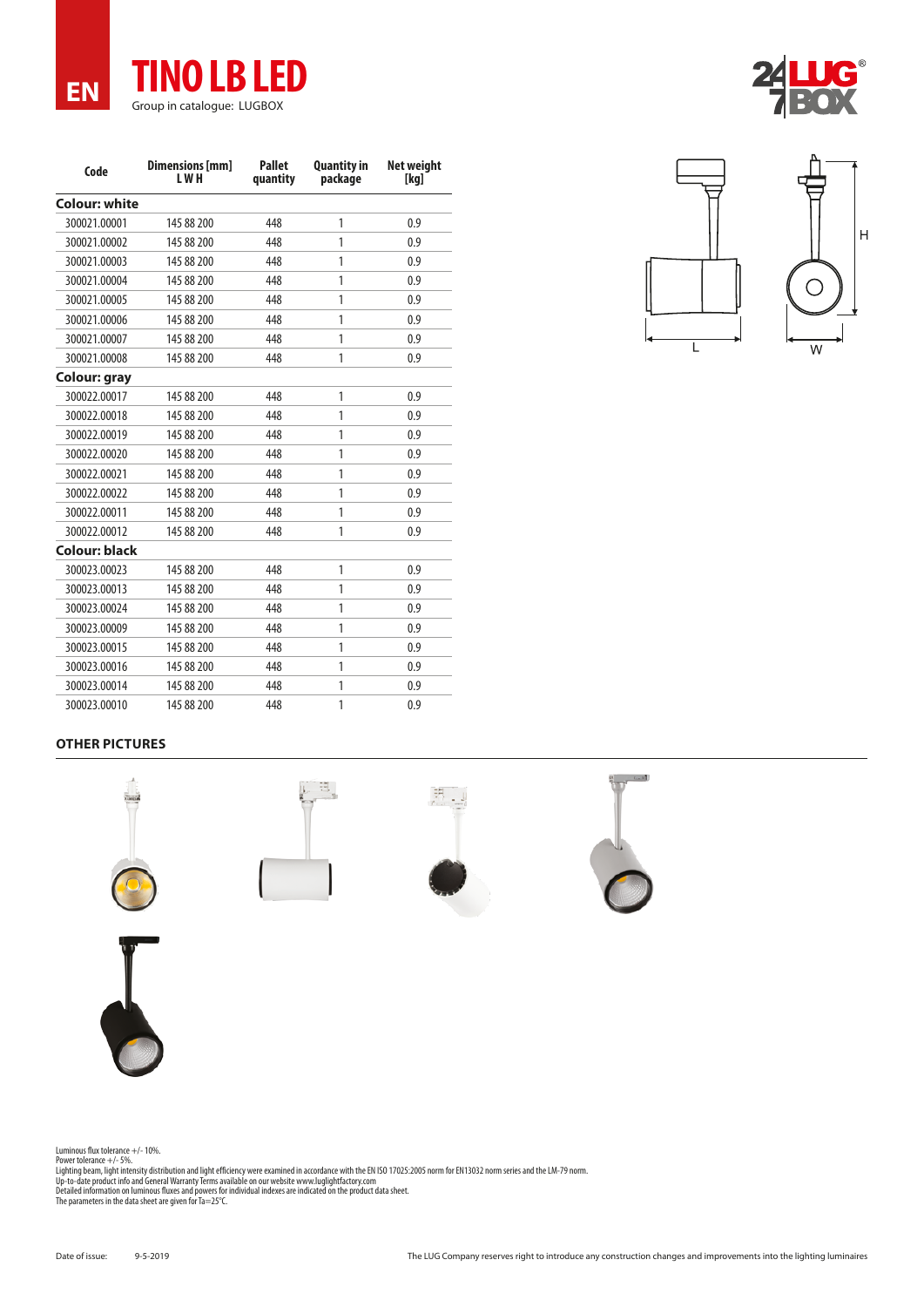EN

# TINO LB LED

Group in catalogue: LUGBOX

| Code | Dimensions [mm] L W H | Pallet quantity | Quantity in package | Net weight [kg] |
|---|---|---|---|---|
| **Colour: white** | | | | |
| 300021.00001 | 145 88 200 | 448 | 1 | 0.9 |
| 300021.00002 | 145 88 200 | 448 | 1 | 0.9 |
| 300021.00003 | 145 88 200 | 448 | 1 | 0.9 |
| 300021.00004 | 145 88 200 | 448 | 1 | 0.9 |
| 300021.00005 | 145 88 200 | 448 | 1 | 0.9 |
| 300021.00006 | 145 88 200 | 448 | 1 | 0.9 |
| 300021.00007 | 145 88 200 | 448 | 1 | 0.9 |
| 300021.00008 | 145 88 200 | 448 | 1 | 0.9 |
| **Colour: gray** | | | | |
| 300022.00017 | 145 88 200 | 448 | 1 | 0.9 |
| 300022.00018 | 145 88 200 | 448 | 1 | 0.9 |
| 300022.00019 | 145 88 200 | 448 | 1 | 0.9 |
| 300022.00020 | 145 88 200 | 448 | 1 | 0.9 |
| 300022.00021 | 145 88 200 | 448 | 1 | 0.9 |
| 300022.00022 | 145 88 200 | 448 | 1 | 0.9 |
| 300022.00011 | 145 88 200 | 448 | 1 | 0.9 |
| 300022.00012 | 145 88 200 | 448 | 1 | 0.9 |
| **Colour: black** | | | | |
| 300023.00023 | 145 88 200 | 448 | 1 | 0.9 |
| 300023.00013 | 145 88 200 | 448 | 1 | 0.9 |
| 300023.00024 | 145 88 200 | 448 | 1 | 0.9 |
| 300023.00009 | 145 88 200 | 448 | 1 | 0.9 |
| 300023.00015 | 145 88 200 | 448 | 1 | 0.9 |
| 300023.00016 | 145 88 200 | 448 | 1 | 0.9 |
| 300023.00014 | 145 88 200 | 448 | 1 | 0.9 |
| 300023.00010 | 145 88 200 | 448 | 1 | 0.9 |

## OTHER PICTURES

Luminous flux tolerance +/- 10%.
Power tolerance +/- 5%.
Lighting beam, light intensity distribution and light efficiency were examined in accordance with the EN ISO 17025:2005 norm for EN13032 norm series and the LM-79 norm.
Up-to-date product info and General Warranty Terms available on our website www.luglightfactory.com
Detailed information on luminous fluxes and powers for individual indexes are indicated on the product data sheet.
The parameters in the data sheet are given for Ta=25°C.

Date of issue: 9-5-2019

The LUG Company reserves right to introduce any construction changes and improvements into the lighting luminaires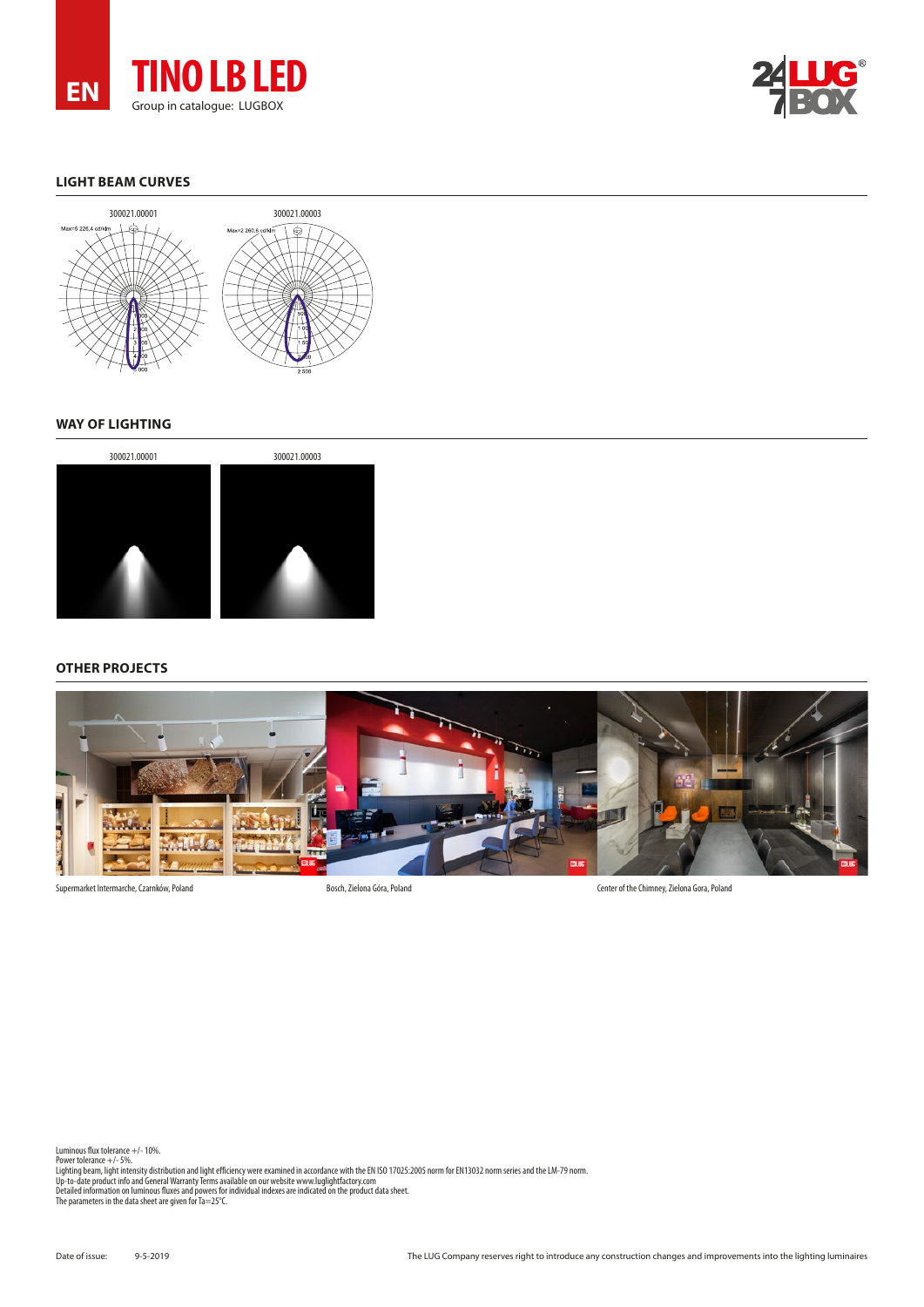EN

# TINO LB LED

Group in catalogue: LUGBOX

## LIGHT BEAM CURVES

300021.00001

Max=6 226,4 cd/klm

300021.00003

Max=2 260,6 cd/klm

2 500

## WAY OF LIGHTING

300021.00001

300021.00003

## OTHER PROJECTS

Supermarket Intermarche, Czarnków, Poland

Bosch, Zielona Góra, Poland

Center of the Chimney, Zielona Gora, Poland

Luminous flux tolerance +/- 10%.
Power tolerance +/- 5%.
Lighting beam, light intensity distribution and light efficiency were examined in accordance with the EN ISO 17025:2005 norm for EN13032 norm series and the LM-79 norm.
Up-to-date product info and General Warranty Terms available on our website www.luglightfactory.com
Detailed information on luminous fluxes and powers for individual indexes are indicated on the product data sheet.
The parameters in the data sheet are given for Ta=25°C.

Date of issue: 9-5-2019

The LUG Company reserves right to introduce any construction changes and improvements into the lighting luminaires